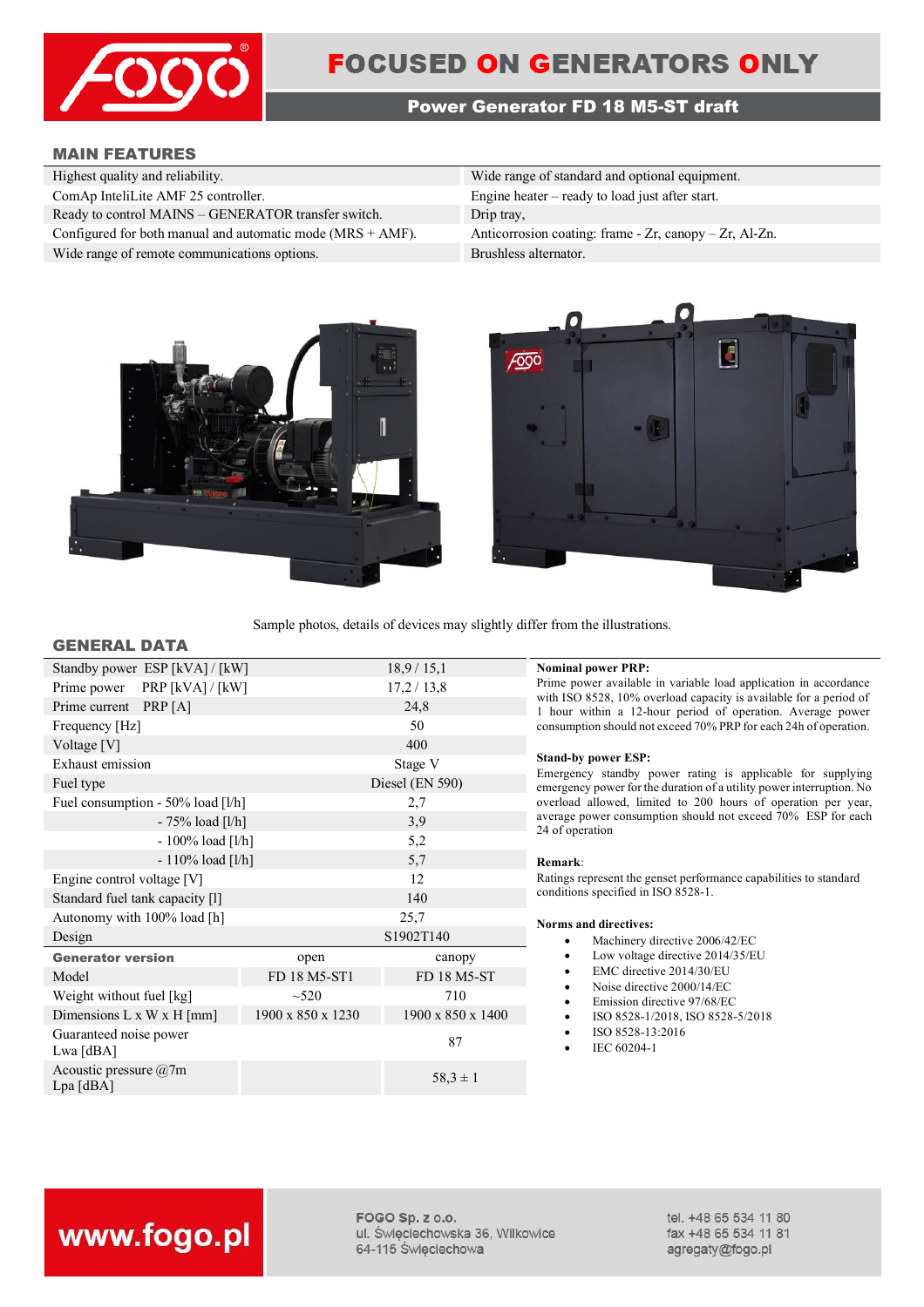# FOCUSED ON GENERATORS ONLY

## Power Generator FD 18 M5-ST draft

### MAIN FEATURES

| | |
|---|---|
| Highest quality and reliability. | Wide range of standard and optional equipment. |
| ComAp InteliLite AMF 25 controller. | Engine heater – ready to load just after start. |
| Ready to control MAINS – GENERATOR transfer switch. | Drip tray, |
| Configured for both manual and automatic mode (MRS + AMF). | Anticorrosion coating: frame - Zr, canopy – Zr, Al-Zn. |
| Wide range of remote communications options. | Brushless alternator. |

Sample photos, details of devices may slightly differ from the illustrations.

### GENERAL DATA

| | | |
|---|---|---|
| Standby power ESP [kVA] / [kW] | 18,9 / 15,1 | |
| Prime power PRP [kVA] / [kW] | 17,2 / 13,8 | |
| Prime current PRP [A] | 24,8 | |
| Frequency [Hz] | 50 | |
| Voltage [V] | 400 | |
| Exhaust emission | Stage V | |
| Fuel type | Diesel (EN 590) | |
| Fuel consumption - 50% load [l/h] | 2,7 | |
| - 75% load [l/h] | 3,9 | |
| - 100% load [l/h] | 5,2 | |
| - 110% load [l/h] | 5,7 | |
| Engine control voltage [V] | 12 | |
| Standard fuel tank capacity [l] | 140 | |
| Autonomy with 100% load [h] | 25,7 | |
| Design | S1902T140 | |
| **Generator version** | open | canopy |
| Model | FD 18 M5-ST1 | FD 18 M5-ST |
| Weight without fuel [kg] | ~520 | 710 |
| Dimensions L x W x H [mm] | 1900 x 850 x 1230 | 1900 x 850 x 1400 |
| Guaranteed noise power Lwa [dBA] | 87 | |
| Acoustic pressure @7m Lpa [dBA] | | 58,3 ± 1 |

**Nominal power PRP:**
Prime power available in variable load application in accordance with ISO 8528, 10% overload capacity is available for a period of 1 hour within a 12-hour period of operation. Average power consumption should not exceed 70% PRP for each 24h of operation.

**Stand-by power ESP:**
Emergency standby power rating is applicable for supplying emergency power for the duration of a utility power interruption. No overload allowed, limited to 200 hours of operation per year, average power consumption should not exceed 70% ESP for each 24 of operation

**Remark**:
Ratings represent the genset performance capabilities to standard conditions specified in ISO 8528-1.

**Norms and directives:**

- Machinery directive 2006/42/EC
- Low voltage directive 2014/35/EU
- EMC directive 2014/30/EU
- Noise directive 2000/14/EC
- Emission directive 97/68/EC
- ISO 8528-1/2018, ISO 8528-5/2018
- ISO 8528-13:2016
- IEC 60204-1

www.fogo.pl

FOGO Sp. z o.o.
ul. Święciechowska 36, Wilkowice
64-115 Święciechowa

tel. +48 65 534 11 80
fax +48 65 534 11 81
agregaty@fogo.pl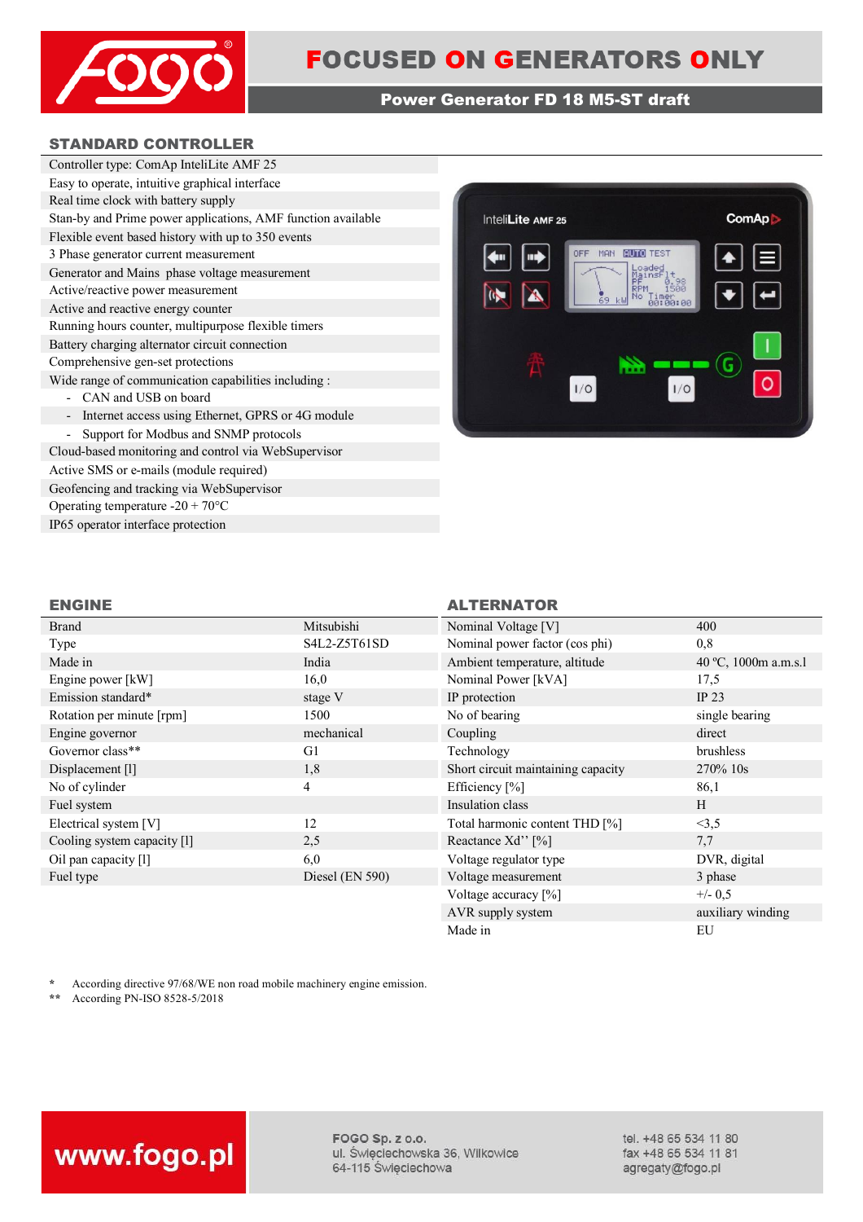# FOCUSED ON GENERATORS ONLY

## Power Generator FD 18 M5-ST draft

### STANDARD CONTROLLER

Controller type: ComAp InteliLite AMF 25
Easy to operate, intuitive graphical interface
Real time clock with battery supply
Stan-by and Prime power applications, AMF function available
Flexible event based history with up to 350 events
3 Phase generator current measurement
Generator and Mains phase voltage measurement
Active/reactive power measurement
Active and reactive energy counter
Running hours counter, multipurpose flexible timers
Battery charging alternator circuit connection
Comprehensive gen-set protections
Wide range of communication capabilities including :

- CAN and USB on board
- Internet access using Ethernet, GPRS or 4G module
- Support for Modbus and SNMP protocols

Cloud-based monitoring and control via WebSupervisor
Active SMS or e-mails (module required)
Geofencing and tracking via WebSupervisor
Operating temperature -20 + 70°C
IP65 operator interface protection

### ENGINE

| | |
|---|---|
| Brand | Mitsubishi |
| Type | S4L2-Z5T61SD |
| Made in | India |
| Engine power [kW] | 16,0 |
| Emission standard* | stage V |
| Rotation per minute [rpm] | 1500 |
| Engine governor | mechanical |
| Governor class** | G1 |
| Displacement [l] | 1,8 |
| No of cylinder | 4 |
| Fuel system | |
| Electrical system [V] | 12 |
| Cooling system capacity [l] | 2,5 |
| Oil pan capacity [l] | 6,0 |
| Fuel type | Diesel (EN 590) |

### ALTERNATOR

| | |
|---|---|
| Nominal Voltage [V] | 400 |
| Nominal power factor (cos phi) | 0,8 |
| Ambient temperature, altitude | 40 ºC, 1000m a.m.s.l |
| Nominal Power [kVA] | 17,5 |
| IP protection | IP 23 |
| No of bearing | single bearing |
| Coupling | direct |
| Technology | brushless |
| Short circuit maintaining capacity | 270% 10s |
| Efficiency [%] | 86,1 |
| Insulation class | H |
| Total harmonic content THD [%] | <3,5 |
| Reactance Xd'' [%] | 7,7 |
| Voltage regulator type | DVR, digital |
| Voltage measurement | 3 phase |
| Voltage accuracy [%] | +/- 0,5 |
| AVR supply system | auxiliary winding |
| Made in | EU |

\* According directive 97/68/WE non road mobile machinery engine emission.
\*\* According PN-ISO 8528-5/2018

www.fogo.pl

FOGO Sp. z o.o.
ul. Święciechowska 36, Wilkowice
64-115 Święciechowa

tel. +48 65 534 11 80
fax +48 65 534 11 81
agregaty@fogo.pl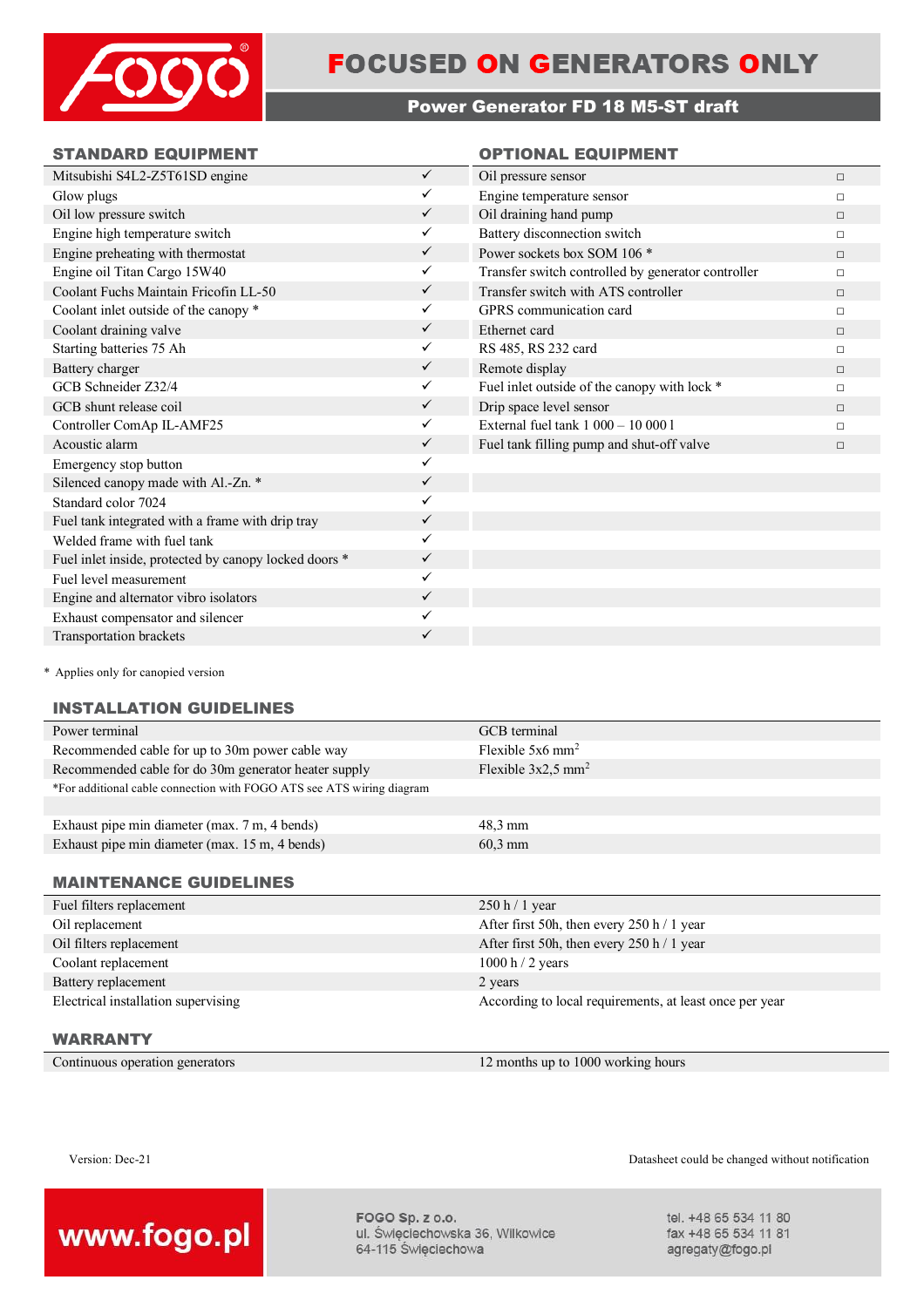# FOCUSED ON GENERATORS ONLY

## Power Generator FD 18 M5-ST draft

| STANDARD EQUIPMENT | | OPTIONAL EQUIPMENT | |
|---|---|---|---|
| Mitsubishi S4L2-Z5T61SD engine | ✓ | Oil pressure sensor | □ |
| Glow plugs | ✓ | Engine temperature sensor | □ |
| Oil low pressure switch | ✓ | Oil draining hand pump | □ |
| Engine high temperature switch | ✓ | Battery disconnection switch | □ |
| Engine preheating with thermostat | ✓ | Power sockets box SOM 106 * | □ |
| Engine oil Titan Cargo 15W40 | ✓ | Transfer switch controlled by generator controller | □ |
| Coolant Fuchs Maintain Fricofin LL-50 | ✓ | Transfer switch with ATS controller | □ |
| Coolant inlet outside of the canopy * | ✓ | GPRS communication card | □ |
| Coolant draining valve | ✓ | Ethernet card | □ |
| Starting batteries 75 Ah | ✓ | RS 485, RS 232 card | □ |
| Battery charger | ✓ | Remote display | □ |
| GCB Schneider Z32/4 | ✓ | Fuel inlet outside of the canopy with lock * | □ |
| GCB shunt release coil | ✓ | Drip space level sensor | □ |
| Controller ComAp IL-AMF25 | ✓ | External fuel tank 1 000 – 10 000 l | □ |
| Acoustic alarm | ✓ | Fuel tank filling pump and shut-off valve | □ |
| Emergency stop button | ✓ | | |
| Silenced canopy made with Al.-Zn. * | ✓ | | |
| Standard color 7024 | ✓ | | |
| Fuel tank integrated with a frame with drip tray | ✓ | | |
| Welded frame with fuel tank | ✓ | | |
| Fuel inlet inside, protected by canopy locked doors * | ✓ | | |
| Fuel level measurement | ✓ | | |
| Engine and alternator vibro isolators | ✓ | | |
| Exhaust compensator and silencer | ✓ | | |
| Transportation brackets | ✓ | | |

\* Applies only for canopied version

## INSTALLATION GUIDELINES

| | |
|---|---|
| Power terminal | GCB terminal |
| Recommended cable for up to 30m power cable way | Flexible 5x6 mm$^2$ |
| Recommended cable for do 30m generator heater supply | Flexible 3x2,5 mm$^2$ |
| *For additional cable connection with FOGO ATS see ATS wiring diagram | |
| | |
| Exhaust pipe min diameter (max. 7 m, 4 bends) | 48,3 mm |
| Exhaust pipe min diameter (max. 15 m, 4 bends) | 60,3 mm |

## MAINTENANCE GUIDELINES

| | |
|---|---|
| Fuel filters replacement | 250 h / 1 year |
| Oil replacement | After first 50h, then every 250 h / 1 year |
| Oil filters replacement | After first 50h, then every 250 h / 1 year |
| Coolant replacement | 1000 h / 2 years |
| Battery replacement | 2 years |
| Electrical installation supervising | According to local requirements, at least once per year |

## WARRANTY

| | |
|---|---|
| Continuous operation generators | 12 months up to 1000 working hours |

Version: Dec-21

Datasheet could be changed without notification

www.fogo.pl

FOGO Sp. z o.o.
ul. Święciechowska 36, Wilkowice
64-115 Święciechowa

tel. +48 65 534 11 80
fax +48 65 534 11 81
agregaty@fogo.pl